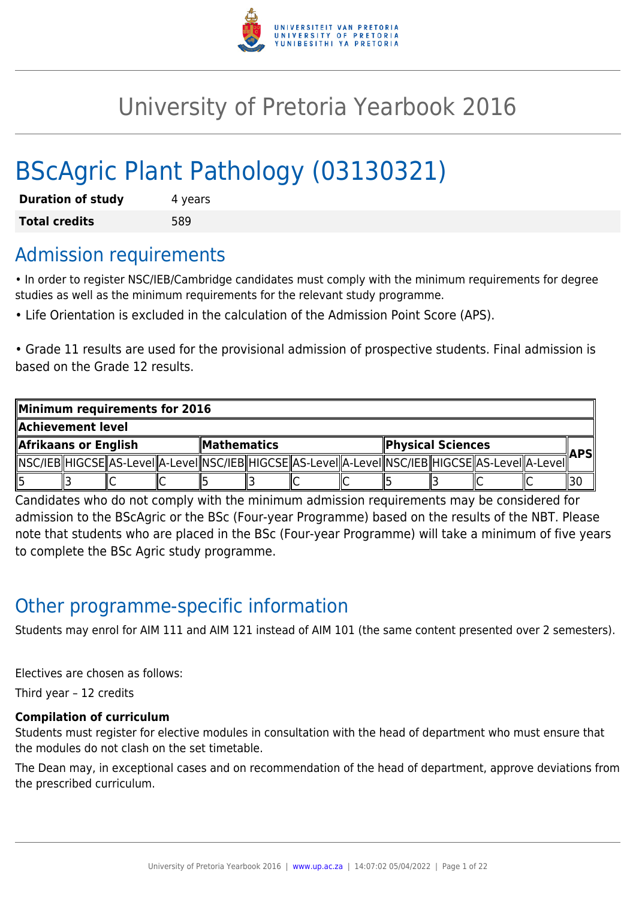# University of Pretoria Yearbook 2016

# BScAgric Plant Pathology (03130321)

| **Duration of study** | 4 years |
|---|---|
| **Total credits** | 589 |

## Admission requirements

• In order to register NSC/IEB/Cambridge candidates must comply with the minimum requirements for degree studies as well as the minimum requirements for the relevant study programme.

• Life Orientation is excluded in the calculation of the Admission Point Score (APS).

• Grade 11 results are used for the provisional admission of prospective students. Final admission is based on the Grade 12 results.

| **Minimum requirements for 2016** | | | | | | | | | | | | |
|---|---|---|---|---|---|---|---|---|---|---|---|---|
| **Achievement level** | | | | | | | | | | | | |
| **Afrikaans or English** | | | | **Mathematics** | | | | **Physical Sciences** | | | | **APS** |
| NSC/IEB | HIGCSE | AS-Level | A-Level | NSC/IEB | HIGCSE | AS-Level | A-Level | NSC/IEB | HIGCSE | AS-Level | A-Level | |
| 5 | 3 | C | C | 5 | 3 | C | C | 5 | 3 | C | C | 30 |

Candidates who do not comply with the minimum admission requirements may be considered for admission to the BScAgric or the BSc (Four-year Programme) based on the results of the NBT. Please note that students who are placed in the BSc (Four-year Programme) will take a minimum of five years to complete the BSc Agric study programme.

## Other programme-specific information

Students may enrol for AIM 111 and AIM 121 instead of AIM 101 (the same content presented over 2 semesters).

Electives are chosen as follows:

Third year – 12 credits

**Compilation of curriculum**

Students must register for elective modules in consultation with the head of department who must ensure that the modules do not clash on the set timetable.

The Dean may, in exceptional cases and on recommendation of the head of department, approve deviations from the prescribed curriculum.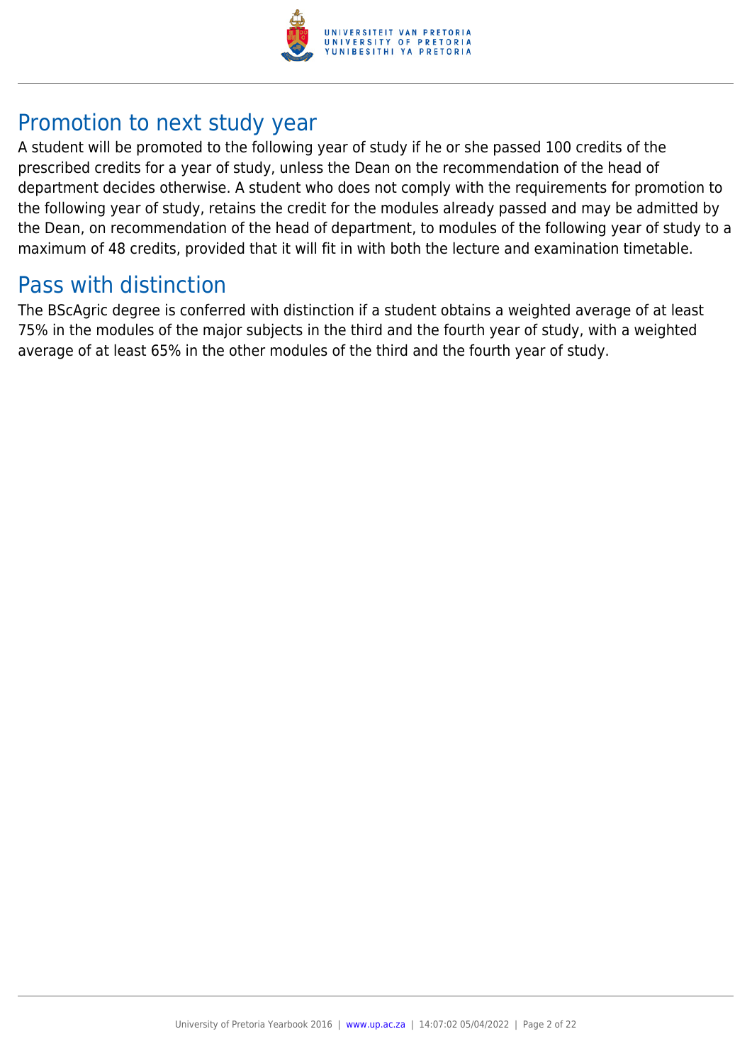## Promotion to next study year

A student will be promoted to the following year of study if he or she passed 100 credits of the prescribed credits for a year of study, unless the Dean on the recommendation of the head of department decides otherwise. A student who does not comply with the requirements for promotion to the following year of study, retains the credit for the modules already passed and may be admitted by the Dean, on recommendation of the head of department, to modules of the following year of study to a maximum of 48 credits, provided that it will fit in with both the lecture and examination timetable.

## Pass with distinction

The BScAgric degree is conferred with distinction if a student obtains a weighted average of at least 75% in the modules of the major subjects in the third and the fourth year of study, with a weighted average of at least 65% in the other modules of the third and the fourth year of study.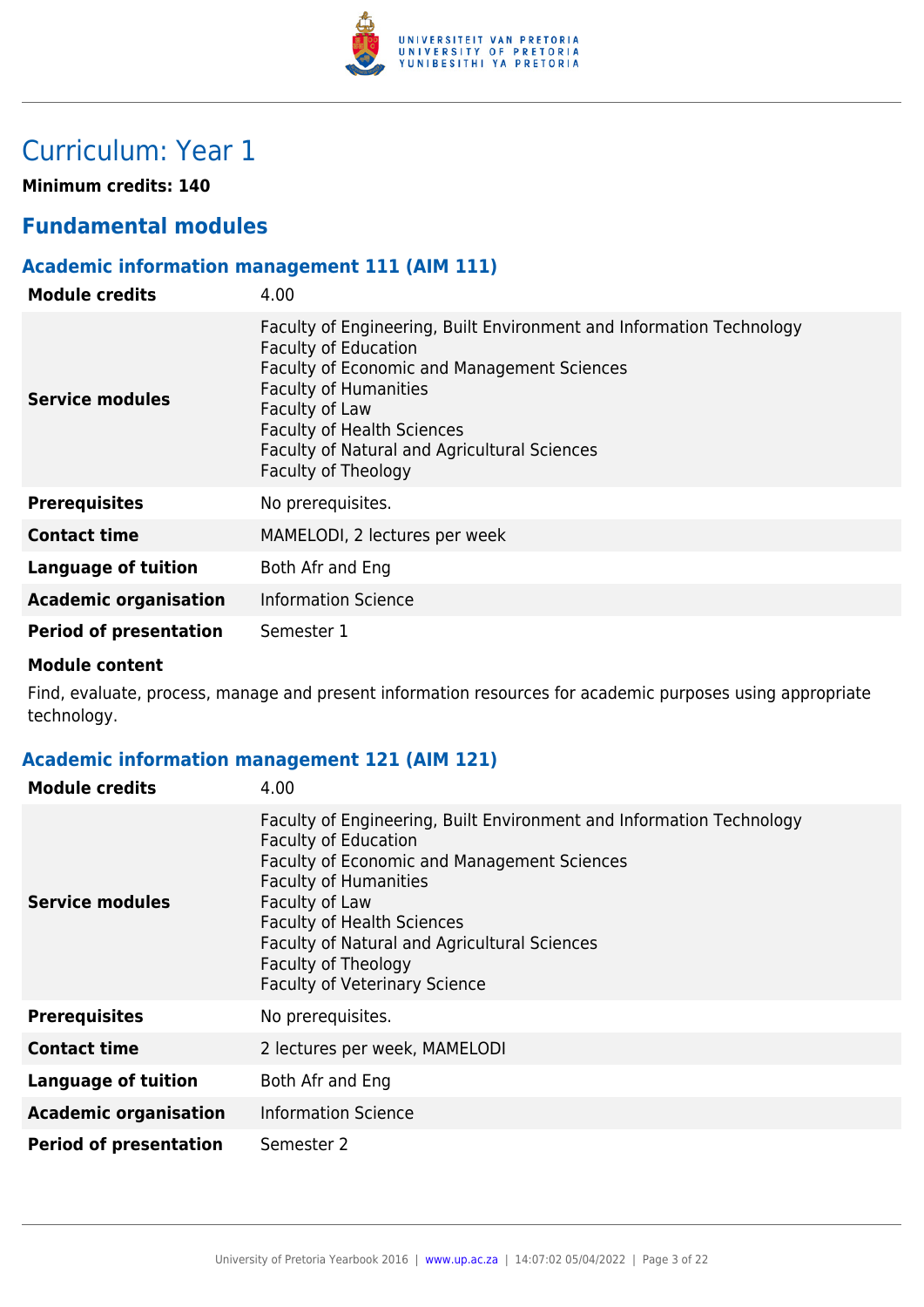# Curriculum: Year 1

**Minimum credits: 140**

## Fundamental modules

### Academic information management 111 (AIM 111)

| | |
|---|---|
| **Module credits** | 4.00 |
| **Service modules** | Faculty of Engineering, Built Environment and Information Technology<br>Faculty of Education<br>Faculty of Economic and Management Sciences<br>Faculty of Humanities<br>Faculty of Law<br>Faculty of Health Sciences<br>Faculty of Natural and Agricultural Sciences<br>Faculty of Theology |
| **Prerequisites** | No prerequisites. |
| **Contact time** | MAMELODI, 2 lectures per week |
| **Language of tuition** | Both Afr and Eng |
| **Academic organisation** | Information Science |
| **Period of presentation** | Semester 1 |

**Module content**

Find, evaluate, process, manage and present information resources for academic purposes using appropriate technology.

### Academic information management 121 (AIM 121)

| | |
|---|---|
| **Module credits** | 4.00 |
| **Service modules** | Faculty of Engineering, Built Environment and Information Technology<br>Faculty of Education<br>Faculty of Economic and Management Sciences<br>Faculty of Humanities<br>Faculty of Law<br>Faculty of Health Sciences<br>Faculty of Natural and Agricultural Sciences<br>Faculty of Theology<br>Faculty of Veterinary Science |
| **Prerequisites** | No prerequisites. |
| **Contact time** | 2 lectures per week, MAMELODI |
| **Language of tuition** | Both Afr and Eng |
| **Academic organisation** | Information Science |
| **Period of presentation** | Semester 2 |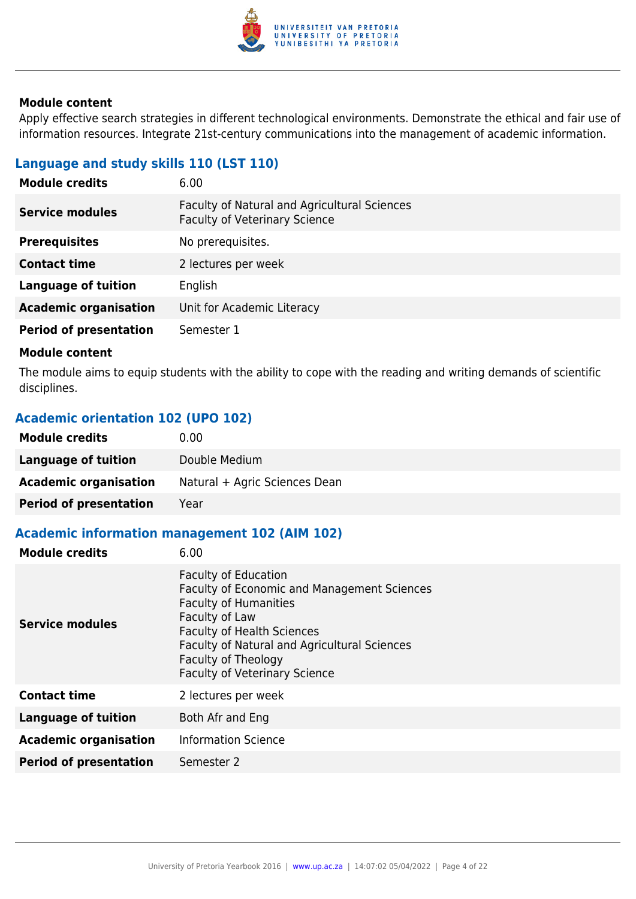#### Module content

Apply effective search strategies in different technological environments. Demonstrate the ethical and fair use of information resources. Integrate 21st-century communications into the management of academic information.

### Language and study skills 110 (LST 110)

| | |
|---|---|
| **Module credits** | 6.00 |
| **Service modules** | Faculty of Natural and Agricultural Sciences<br>Faculty of Veterinary Science |
| **Prerequisites** | No prerequisites. |
| **Contact time** | 2 lectures per week |
| **Language of tuition** | English |
| **Academic organisation** | Unit for Academic Literacy |
| **Period of presentation** | Semester 1 |

#### Module content

The module aims to equip students with the ability to cope with the reading and writing demands of scientific disciplines.

### Academic orientation 102 (UPO 102)

| | |
|---|---|
| **Module credits** | 0.00 |
| **Language of tuition** | Double Medium |
| **Academic organisation** | Natural + Agric Sciences Dean |
| **Period of presentation** | Year |

### Academic information management 102 (AIM 102)

| | |
|---|---|
| **Module credits** | 6.00 |
| **Service modules** | Faculty of Education<br>Faculty of Economic and Management Sciences<br>Faculty of Humanities<br>Faculty of Law<br>Faculty of Health Sciences<br>Faculty of Natural and Agricultural Sciences<br>Faculty of Theology<br>Faculty of Veterinary Science |
| **Contact time** | 2 lectures per week |
| **Language of tuition** | Both Afr and Eng |
| **Academic organisation** | Information Science |
| **Period of presentation** | Semester 2 |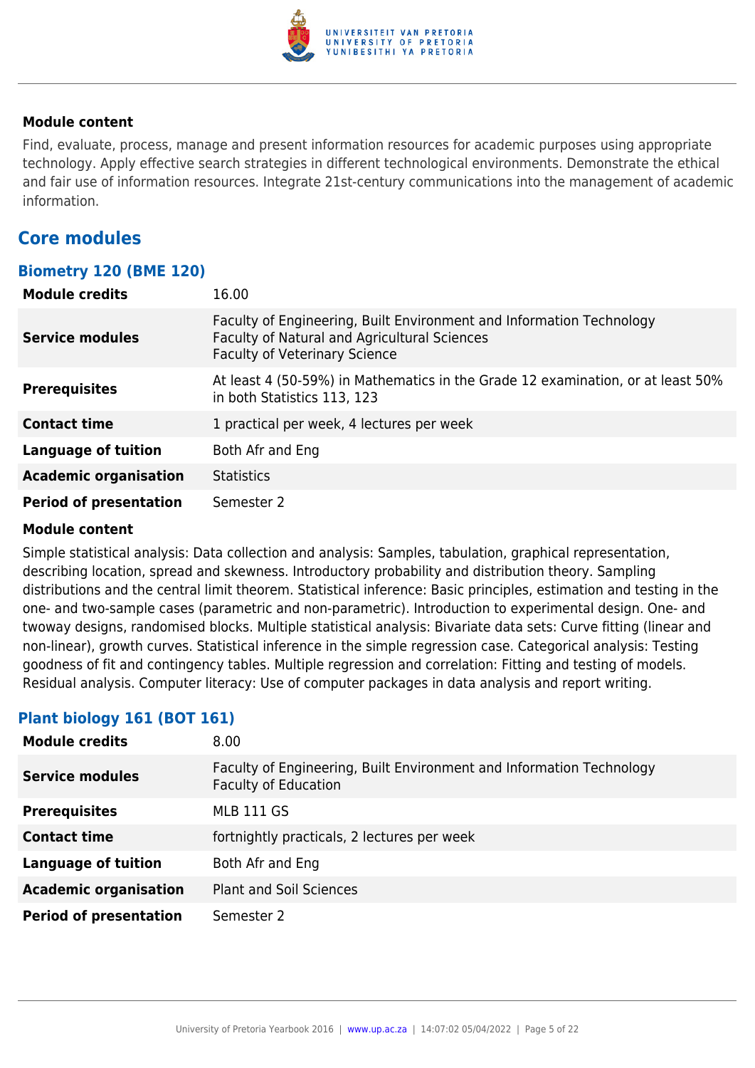### Module content

Find, evaluate, process, manage and present information resources for academic purposes using appropriate technology. Apply effective search strategies in different technological environments. Demonstrate the ethical and fair use of information resources. Integrate 21st-century communications into the management of academic information.

## Core modules

### Biometry 120 (BME 120)

| | |
|---|---|
| **Module credits** | 16.00 |
| **Service modules** | Faculty of Engineering, Built Environment and Information Technology<br>Faculty of Natural and Agricultural Sciences<br>Faculty of Veterinary Science |
| **Prerequisites** | At least 4 (50-59%) in Mathematics in the Grade 12 examination, or at least 50% in both Statistics 113, 123 |
| **Contact time** | 1 practical per week, 4 lectures per week |
| **Language of tuition** | Both Afr and Eng |
| **Academic organisation** | Statistics |
| **Period of presentation** | Semester 2 |

#### Module content

Simple statistical analysis: Data collection and analysis: Samples, tabulation, graphical representation, describing location, spread and skewness. Introductory probability and distribution theory. Sampling distributions and the central limit theorem. Statistical inference: Basic principles, estimation and testing in the one- and two-sample cases (parametric and non-parametric). Introduction to experimental design. One- and twoway designs, randomised blocks. Multiple statistical analysis: Bivariate data sets: Curve fitting (linear and non-linear), growth curves. Statistical inference in the simple regression case. Categorical analysis: Testing goodness of fit and contingency tables. Multiple regression and correlation: Fitting and testing of models. Residual analysis. Computer literacy: Use of computer packages in data analysis and report writing.

### Plant biology 161 (BOT 161)

| | |
|---|---|
| **Module credits** | 8.00 |
| **Service modules** | Faculty of Engineering, Built Environment and Information Technology<br>Faculty of Education |
| **Prerequisites** | MLB 111 GS |
| **Contact time** | fortnightly practicals, 2 lectures per week |
| **Language of tuition** | Both Afr and Eng |
| **Academic organisation** | Plant and Soil Sciences |
| **Period of presentation** | Semester 2 |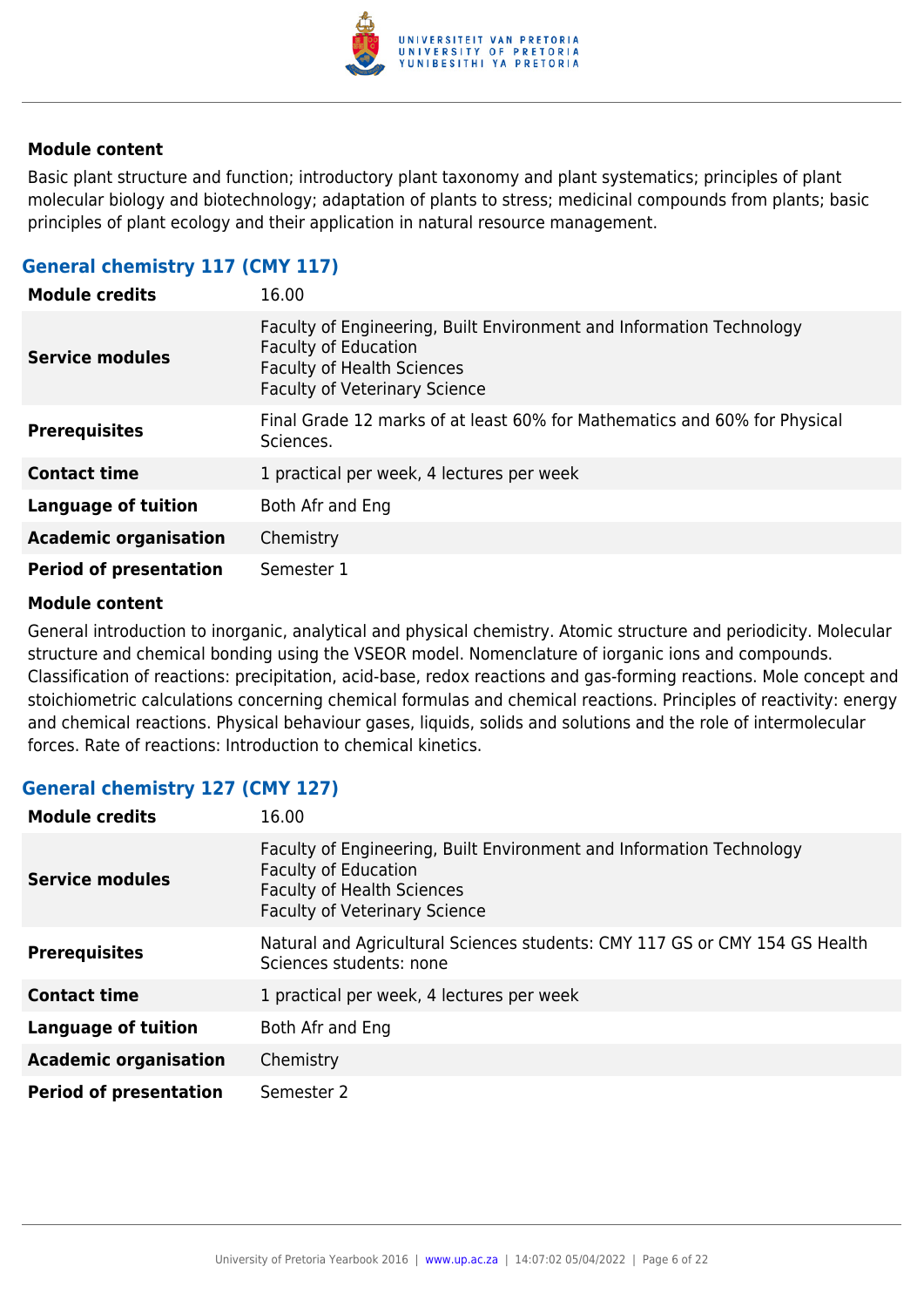#### Module content

Basic plant structure and function; introductory plant taxonomy and plant systematics; principles of plant molecular biology and biotechnology; adaptation of plants to stress; medicinal compounds from plants; basic principles of plant ecology and their application in natural resource management.

### General chemistry 117 (CMY 117)

| | |
|---|---|
| **Module credits** | 16.00 |
| **Service modules** | Faculty of Engineering, Built Environment and Information Technology<br>Faculty of Education<br>Faculty of Health Sciences<br>Faculty of Veterinary Science |
| **Prerequisites** | Final Grade 12 marks of at least 60% for Mathematics and 60% for Physical Sciences. |
| **Contact time** | 1 practical per week, 4 lectures per week |
| **Language of tuition** | Both Afr and Eng |
| **Academic organisation** | Chemistry |
| **Period of presentation** | Semester 1 |

#### Module content

General introduction to inorganic, analytical and physical chemistry. Atomic structure and periodicity. Molecular structure and chemical bonding using the VSEOR model. Nomenclature of iorganic ions and compounds. Classification of reactions: precipitation, acid-base, redox reactions and gas-forming reactions. Mole concept and stoichiometric calculations concerning chemical formulas and chemical reactions. Principles of reactivity: energy and chemical reactions. Physical behaviour gases, liquids, solids and solutions and the role of intermolecular forces. Rate of reactions: Introduction to chemical kinetics.

### General chemistry 127 (CMY 127)

| | |
|---|---|
| **Module credits** | 16.00 |
| **Service modules** | Faculty of Engineering, Built Environment and Information Technology<br>Faculty of Education<br>Faculty of Health Sciences<br>Faculty of Veterinary Science |
| **Prerequisites** | Natural and Agricultural Sciences students: CMY 117 GS or CMY 154 GS Health Sciences students: none |
| **Contact time** | 1 practical per week, 4 lectures per week |
| **Language of tuition** | Both Afr and Eng |
| **Academic organisation** | Chemistry |
| **Period of presentation** | Semester 2 |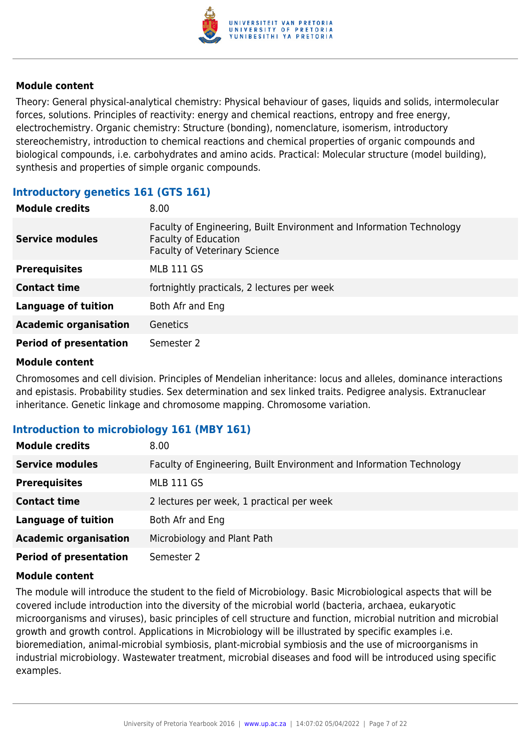**Module content**

Theory: General physical-analytical chemistry: Physical behaviour of gases, liquids and solids, intermolecular forces, solutions. Principles of reactivity: energy and chemical reactions, entropy and free energy, electrochemistry. Organic chemistry: Structure (bonding), nomenclature, isomerism, introductory stereochemistry, introduction to chemical reactions and chemical properties of organic compounds and biological compounds, i.e. carbohydrates and amino acids. Practical: Molecular structure (model building), synthesis and properties of simple organic compounds.

### Introductory genetics 161 (GTS 161)

| | |
|---|---|
| **Module credits** | 8.00 |
| **Service modules** | Faculty of Engineering, Built Environment and Information Technology<br>Faculty of Education<br>Faculty of Veterinary Science |
| **Prerequisites** | MLB 111 GS |
| **Contact time** | fortnightly practicals, 2 lectures per week |
| **Language of tuition** | Both Afr and Eng |
| **Academic organisation** | Genetics |
| **Period of presentation** | Semester 2 |

**Module content**

Chromosomes and cell division. Principles of Mendelian inheritance: locus and alleles, dominance interactions and epistasis. Probability studies. Sex determination and sex linked traits. Pedigree analysis. Extranuclear inheritance. Genetic linkage and chromosome mapping. Chromosome variation.

### Introduction to microbiology 161 (MBY 161)

| | |
|---|---|
| **Module credits** | 8.00 |
| **Service modules** | Faculty of Engineering, Built Environment and Information Technology |
| **Prerequisites** | MLB 111 GS |
| **Contact time** | 2 lectures per week, 1 practical per week |
| **Language of tuition** | Both Afr and Eng |
| **Academic organisation** | Microbiology and Plant Path |
| **Period of presentation** | Semester 2 |

**Module content**

The module will introduce the student to the field of Microbiology. Basic Microbiological aspects that will be covered include introduction into the diversity of the microbial world (bacteria, archaea, eukaryotic microorganisms and viruses), basic principles of cell structure and function, microbial nutrition and microbial growth and growth control. Applications in Microbiology will be illustrated by specific examples i.e. bioremediation, animal-microbial symbiosis, plant-microbial symbiosis and the use of microorganisms in industrial microbiology. Wastewater treatment, microbial diseases and food will be introduced using specific examples.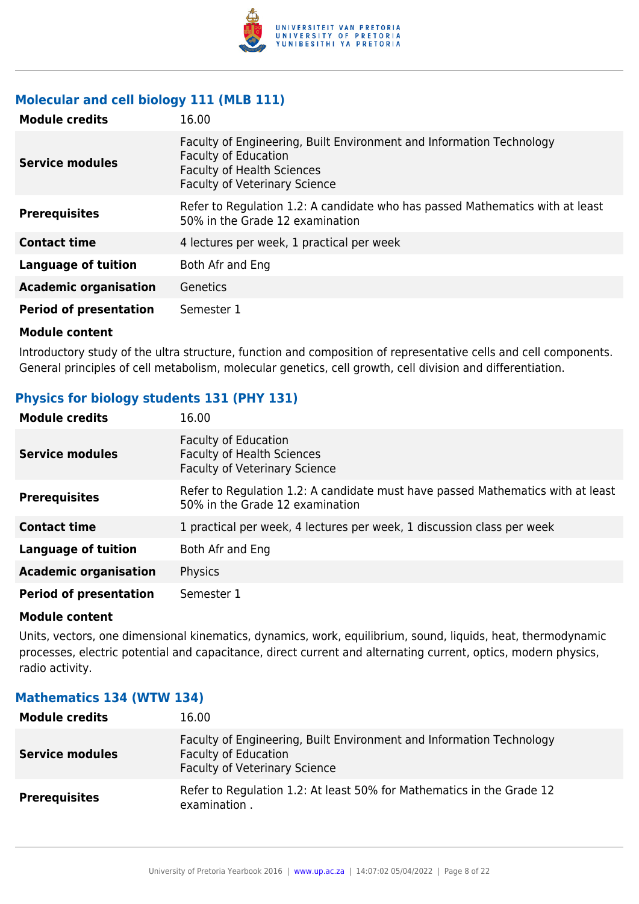### Molecular and cell biology 111 (MLB 111)

| | |
|---|---|
| **Module credits** | 16.00 |
| **Service modules** | Faculty of Engineering, Built Environment and Information Technology<br>Faculty of Education<br>Faculty of Health Sciences<br>Faculty of Veterinary Science |
| **Prerequisites** | Refer to Regulation 1.2: A candidate who has passed Mathematics with at least 50% in the Grade 12 examination |
| **Contact time** | 4 lectures per week, 1 practical per week |
| **Language of tuition** | Both Afr and Eng |
| **Academic organisation** | Genetics |
| **Period of presentation** | Semester 1 |

**Module content**

Introductory study of the ultra structure, function and composition of representative cells and cell components. General principles of cell metabolism, molecular genetics, cell growth, cell division and differentiation.

### Physics for biology students 131 (PHY 131)

| | |
|---|---|
| **Module credits** | 16.00 |
| **Service modules** | Faculty of Education<br>Faculty of Health Sciences<br>Faculty of Veterinary Science |
| **Prerequisites** | Refer to Regulation 1.2: A candidate must have passed Mathematics with at least 50% in the Grade 12 examination |
| **Contact time** | 1 practical per week, 4 lectures per week, 1 discussion class per week |
| **Language of tuition** | Both Afr and Eng |
| **Academic organisation** | Physics |
| **Period of presentation** | Semester 1 |

**Module content**

Units, vectors, one dimensional kinematics, dynamics, work, equilibrium, sound, liquids, heat, thermodynamic processes, electric potential and capacitance, direct current and alternating current, optics, modern physics, radio activity.

### Mathematics 134 (WTW 134)

| | |
|---|---|
| **Module credits** | 16.00 |
| **Service modules** | Faculty of Engineering, Built Environment and Information Technology<br>Faculty of Education<br>Faculty of Veterinary Science |
| **Prerequisites** | Refer to Regulation 1.2: At least 50% for Mathematics in the Grade 12 examination . |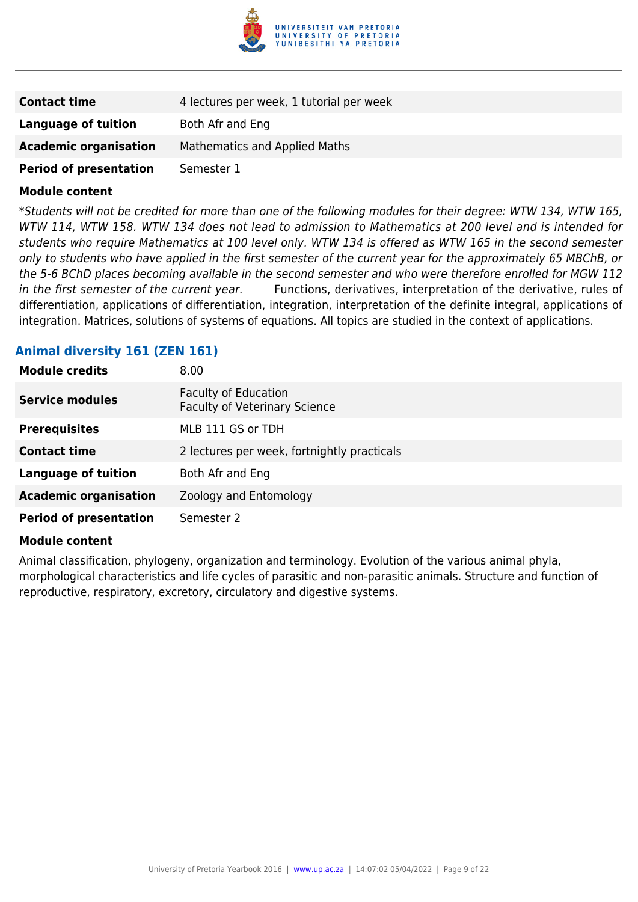| | |
|---|---|
| **Contact time** | 4 lectures per week, 1 tutorial per week |
| **Language of tuition** | Both Afr and Eng |
| **Academic organisation** | Mathematics and Applied Maths |
| **Period of presentation** | Semester 1 |

**Module content**

**Animal diversity 161 (ZEN 161)**

*\*Students will not be credited for more than one of the following modules for their degree: WTW 134, WTW 165, WTW 114, WTW 158. WTW 134 does not lead to admission to Mathematics at 200 level and is intended for students who require Mathematics at 100 level only. WTW 134 is offered as WTW 165 in the second semester only to students who have applied in the first semester of the current year for the approximately 65 MBChB, or the 5-6 BChD places becoming available in the second semester and who were therefore enrolled for MGW 112 in the first semester of the current year.* Functions, derivatives, interpretation of the derivative, rules of differentiation, applications of differentiation, integration, interpretation of the definite integral, applications of integration. Matrices, solutions of systems of equations. All topics are studied in the context of applications.

## Animal diversity 161 (ZEN 161)

| | |
|---|---|
| **Module credits** | 8.00 |
| **Service modules** | Faculty of Education<br>Faculty of Veterinary Science |
| **Prerequisites** | MLB 111 GS or TDH |
| **Contact time** | 2 lectures per week, fortnightly practicals |
| **Language of tuition** | Both Afr and Eng |
| **Academic organisation** | Zoology and Entomology |
| **Period of presentation** | Semester 2 |

**Module content**

Animal classification, phylogeny, organization and terminology. Evolution of the various animal phyla, morphological characteristics and life cycles of parasitic and non-parasitic animals. Structure and function of reproductive, respiratory, excretory, circulatory and digestive systems.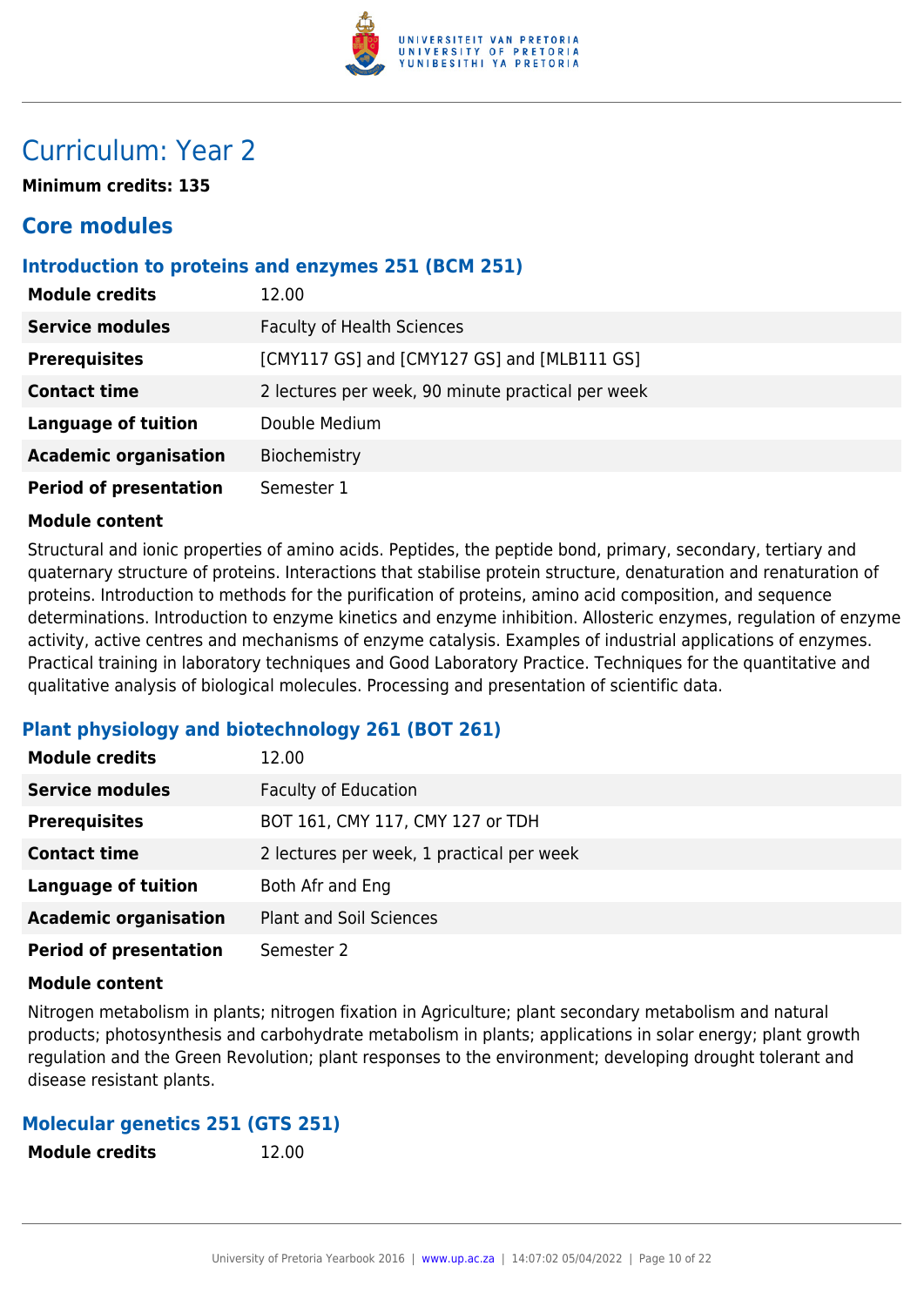# Curriculum: Year 2

**Minimum credits: 135**

## Core modules

### Introduction to proteins and enzymes 251 (BCM 251)

| | |
|---|---|
| **Module credits** | 12.00 |
| **Service modules** | Faculty of Health Sciences |
| **Prerequisites** | [CMY117 GS] and [CMY127 GS] and [MLB111 GS] |
| **Contact time** | 2 lectures per week, 90 minute practical per week |
| **Language of tuition** | Double Medium |
| **Academic organisation** | Biochemistry |
| **Period of presentation** | Semester 1 |

**Module content**

Structural and ionic properties of amino acids. Peptides, the peptide bond, primary, secondary, tertiary and quaternary structure of proteins. Interactions that stabilise protein structure, denaturation and renaturation of proteins. Introduction to methods for the purification of proteins, amino acid composition, and sequence determinations. Introduction to enzyme kinetics and enzyme inhibition. Allosteric enzymes, regulation of enzyme activity, active centres and mechanisms of enzyme catalysis. Examples of industrial applications of enzymes. Practical training in laboratory techniques and Good Laboratory Practice. Techniques for the quantitative and qualitative analysis of biological molecules. Processing and presentation of scientific data.

### Plant physiology and biotechnology 261 (BOT 261)

| | |
|---|---|
| **Module credits** | 12.00 |
| **Service modules** | Faculty of Education |
| **Prerequisites** | BOT 161, CMY 117, CMY 127 or TDH |
| **Contact time** | 2 lectures per week, 1 practical per week |
| **Language of tuition** | Both Afr and Eng |
| **Academic organisation** | Plant and Soil Sciences |
| **Period of presentation** | Semester 2 |

**Module content**

Nitrogen metabolism in plants; nitrogen fixation in Agriculture; plant secondary metabolism and natural products; photosynthesis and carbohydrate metabolism in plants; applications in solar energy; plant growth regulation and the Green Revolution; plant responses to the environment; developing drought tolerant and disease resistant plants.

### Molecular genetics 251 (GTS 251)

| | |
|---|---|
| **Module credits** | 12.00 |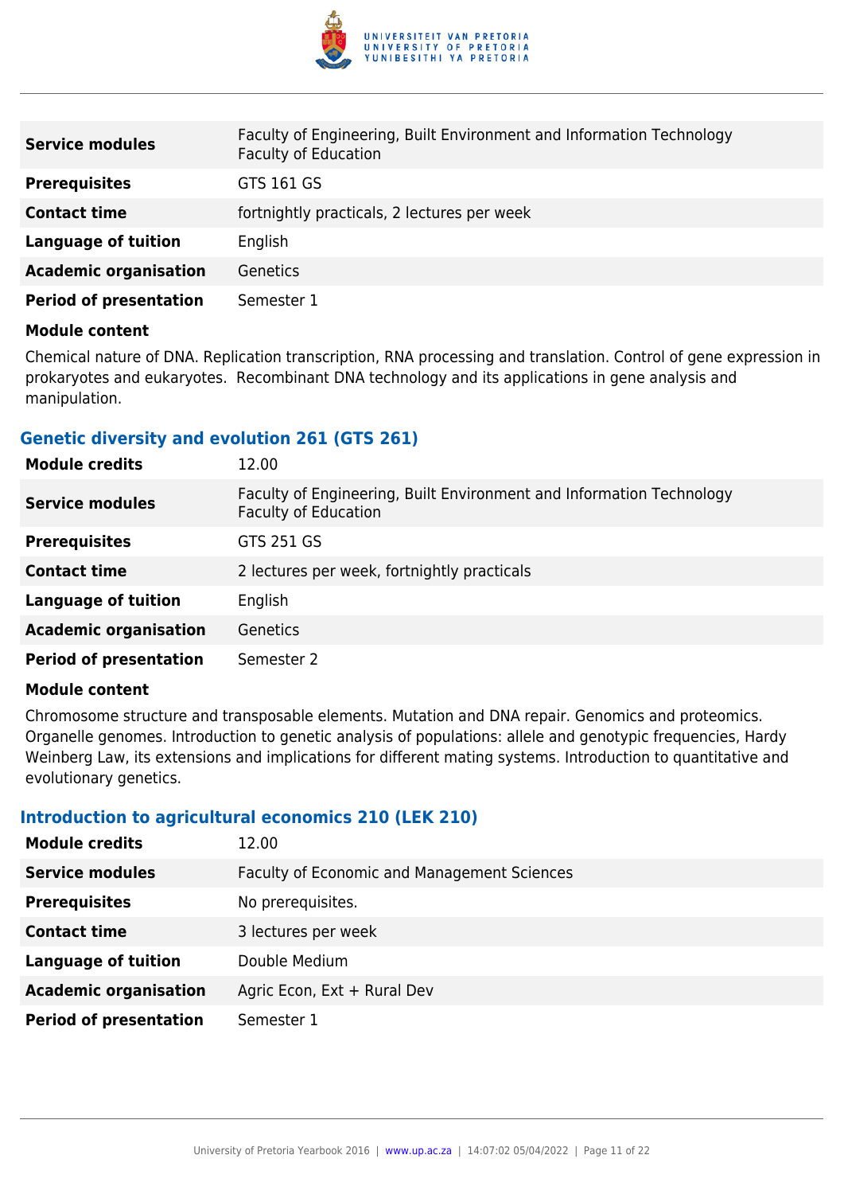| | |
|---|---|
| **Service modules** | Faculty of Engineering, Built Environment and Information Technology<br>Faculty of Education |
| **Prerequisites** | GTS 161 GS |
| **Contact time** | fortnightly practicals, 2 lectures per week |
| **Language of tuition** | English |
| **Academic organisation** | Genetics |
| **Period of presentation** | Semester 1 |

**Module content**

Chemical nature of DNA. Replication transcription, RNA processing and translation. Control of gene expression in prokaryotes and eukaryotes. Recombinant DNA technology and its applications in gene analysis and manipulation.

### Genetic diversity and evolution 261 (GTS 261)

| | |
|---|---|
| **Module credits** | 12.00 |
| **Service modules** | Faculty of Engineering, Built Environment and Information Technology<br>Faculty of Education |
| **Prerequisites** | GTS 251 GS |
| **Contact time** | 2 lectures per week, fortnightly practicals |
| **Language of tuition** | English |
| **Academic organisation** | Genetics |
| **Period of presentation** | Semester 2 |

**Module content**

Chromosome structure and transposable elements. Mutation and DNA repair. Genomics and proteomics. Organelle genomes. Introduction to genetic analysis of populations: allele and genotypic frequencies, Hardy Weinberg Law, its extensions and implications for different mating systems. Introduction to quantitative and evolutionary genetics.

### Introduction to agricultural economics 210 (LEK 210)

| | |
|---|---|
| **Module credits** | 12.00 |
| **Service modules** | Faculty of Economic and Management Sciences |
| **Prerequisites** | No prerequisites. |
| **Contact time** | 3 lectures per week |
| **Language of tuition** | Double Medium |
| **Academic organisation** | Agric Econ, Ext + Rural Dev |
| **Period of presentation** | Semester 1 |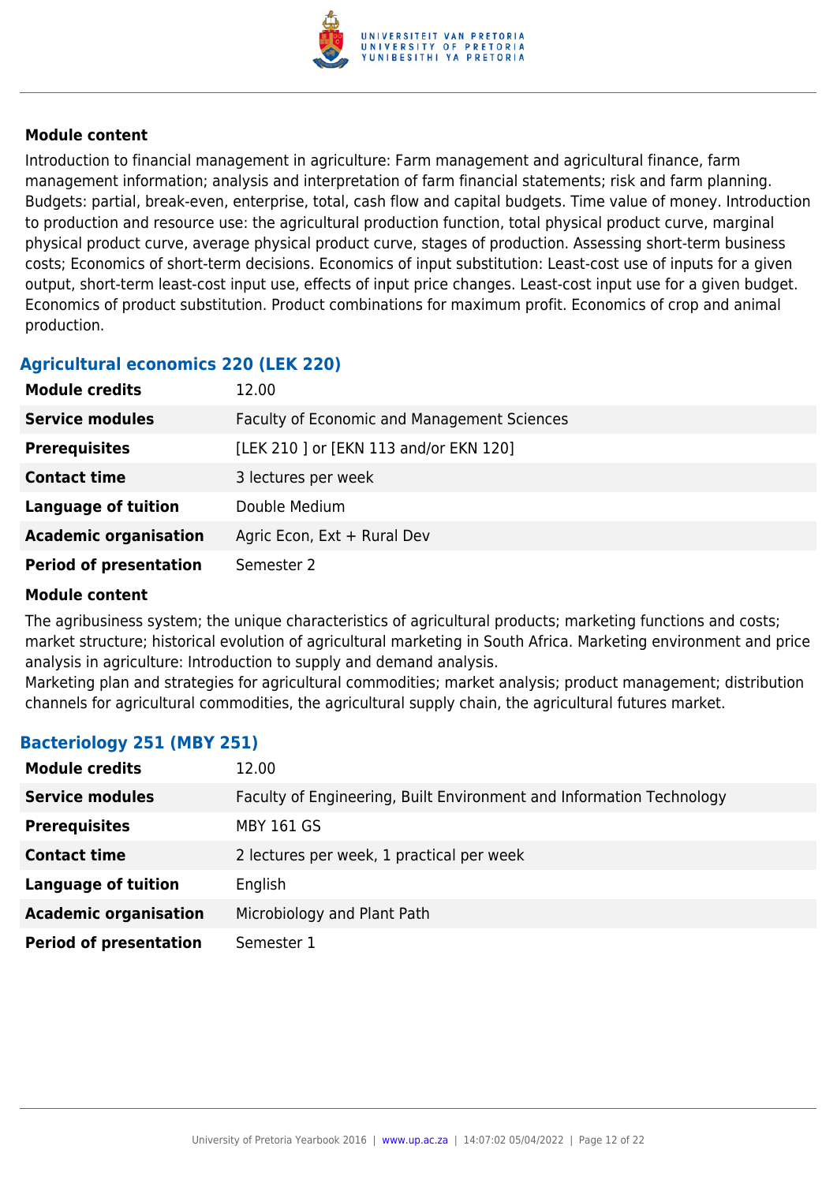### Module content

Introduction to financial management in agriculture: Farm management and agricultural finance, farm management information; analysis and interpretation of farm financial statements; risk and farm planning. Budgets: partial, break-even, enterprise, total, cash flow and capital budgets. Time value of money. Introduction to production and resource use: the agricultural production function, total physical product curve, marginal physical product curve, average physical product curve, stages of production. Assessing short-term business costs; Economics of short-term decisions. Economics of input substitution: Least-cost use of inputs for a given output, short-term least-cost input use, effects of input price changes. Least-cost input use for a given budget. Economics of product substitution. Product combinations for maximum profit. Economics of crop and animal production.

## Agricultural economics 220 (LEK 220)

| | |
|---|---|
| **Module credits** | 12.00 |
| **Service modules** | Faculty of Economic and Management Sciences |
| **Prerequisites** | [LEK 210 ] or [EKN 113 and/or EKN 120] |
| **Contact time** | 3 lectures per week |
| **Language of tuition** | Double Medium |
| **Academic organisation** | Agric Econ, Ext + Rural Dev |
| **Period of presentation** | Semester 2 |

### Module content

The agribusiness system; the unique characteristics of agricultural products; marketing functions and costs; market structure; historical evolution of agricultural marketing in South Africa. Marketing environment and price analysis in agriculture: Introduction to supply and demand analysis.
Marketing plan and strategies for agricultural commodities; market analysis; product management; distribution channels for agricultural commodities, the agricultural supply chain, the agricultural futures market.

## Bacteriology 251 (MBY 251)

| | |
|---|---|
| **Module credits** | 12.00 |
| **Service modules** | Faculty of Engineering, Built Environment and Information Technology |
| **Prerequisites** | MBY 161 GS |
| **Contact time** | 2 lectures per week, 1 practical per week |
| **Language of tuition** | English |
| **Academic organisation** | Microbiology and Plant Path |
| **Period of presentation** | Semester 1 |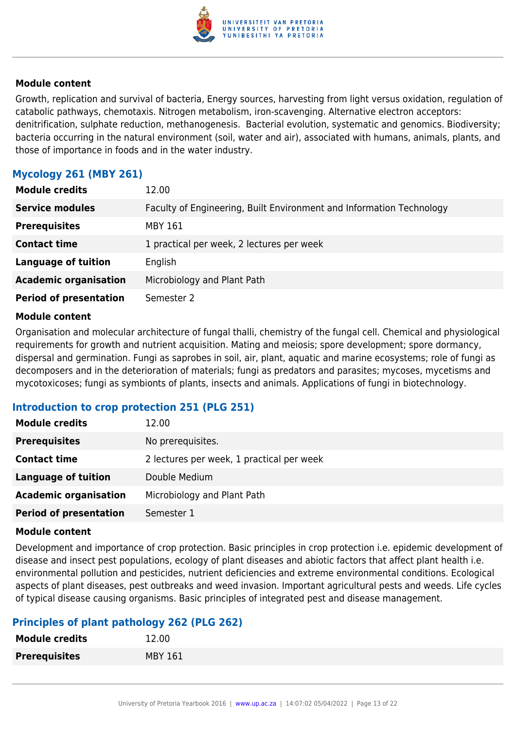#### Module content

Growth, replication and survival of bacteria, Energy sources, harvesting from light versus oxidation, regulation of catabolic pathways, chemotaxis. Nitrogen metabolism, iron-scavenging. Alternative electron acceptors: denitrification, sulphate reduction, methanogenesis.  Bacterial evolution, systematic and genomics. Biodiversity; bacteria occurring in the natural environment (soil, water and air), associated with humans, animals, plants, and those of importance in foods and in the water industry.

### Mycology 261 (MBY 261)

| | |
|---|---|
| **Module credits** | 12.00 |
| **Service modules** | Faculty of Engineering, Built Environment and Information Technology |
| **Prerequisites** | MBY 161 |
| **Contact time** | 1 practical per week, 2 lectures per week |
| **Language of tuition** | English |
| **Academic organisation** | Microbiology and Plant Path |
| **Period of presentation** | Semester 2 |

#### Module content

Organisation and molecular architecture of fungal thalli, chemistry of the fungal cell. Chemical and physiological requirements for growth and nutrient acquisition. Mating and meiosis; spore development; spore dormancy, dispersal and germination. Fungi as saprobes in soil, air, plant, aquatic and marine ecosystems; role of fungi as decomposers and in the deterioration of materials; fungi as predators and parasites; mycoses, mycetisms and mycotoxicoses; fungi as symbionts of plants, insects and animals. Applications of fungi in biotechnology.

### Introduction to crop protection 251 (PLG 251)

| | |
|---|---|
| **Module credits** | 12.00 |
| **Prerequisites** | No prerequisites. |
| **Contact time** | 2 lectures per week, 1 practical per week |
| **Language of tuition** | Double Medium |
| **Academic organisation** | Microbiology and Plant Path |
| **Period of presentation** | Semester 1 |

#### Module content

Development and importance of crop protection. Basic principles in crop protection i.e. epidemic development of disease and insect pest populations, ecology of plant diseases and abiotic factors that affect plant health i.e. environmental pollution and pesticides, nutrient deficiencies and extreme environmental conditions. Ecological aspects of plant diseases, pest outbreaks and weed invasion. Important agricultural pests and weeds. Life cycles of typical disease causing organisms. Basic principles of integrated pest and disease management.

### Principles of plant pathology 262 (PLG 262)

| | |
|---|---|
| **Module credits** | 12.00 |
| **Prerequisites** | MBY 161 |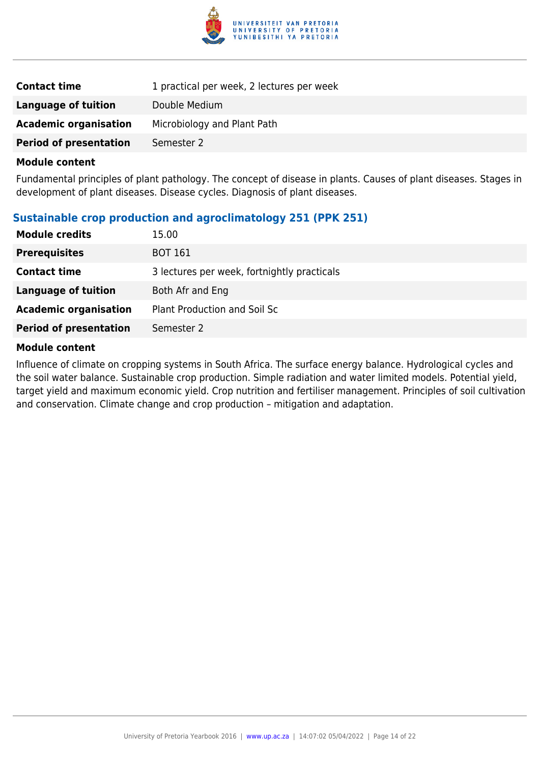| | |
|---|---|
| **Contact time** | 1 practical per week, 2 lectures per week |
| **Language of tuition** | Double Medium |
| **Academic organisation** | Microbiology and Plant Path |
| **Period of presentation** | Semester 2 |

**Module content**

Fundamental principles of plant pathology. The concept of disease in plants. Causes of plant diseases. Stages in development of plant diseases. Disease cycles. Diagnosis of plant diseases.

### Sustainable crop production and agroclimatology 251 (PPK 251)

| | |
|---|---|
| **Module credits** | 15.00 |
| **Prerequisites** | BOT 161 |
| **Contact time** | 3 lectures per week, fortnightly practicals |
| **Language of tuition** | Both Afr and Eng |
| **Academic organisation** | Plant Production and Soil Sc |
| **Period of presentation** | Semester 2 |

**Module content**

Influence of climate on cropping systems in South Africa. The surface energy balance. Hydrological cycles and the soil water balance. Sustainable crop production. Simple radiation and water limited models. Potential yield, target yield and maximum economic yield. Crop nutrition and fertiliser management. Principles of soil cultivation and conservation. Climate change and crop production – mitigation and adaptation.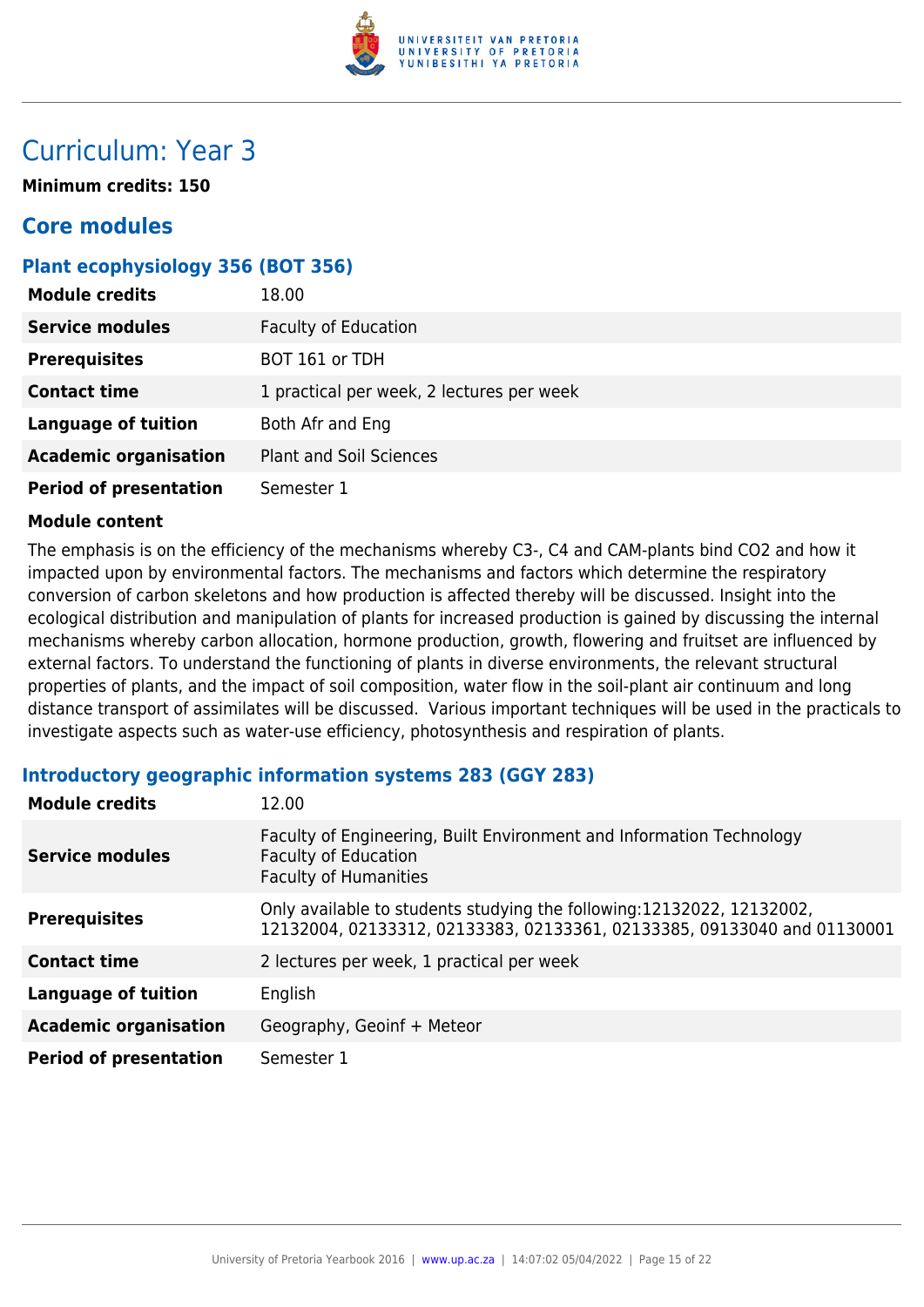# Curriculum: Year 3

**Minimum credits: 150**

## Core modules

### Plant ecophysiology 356 (BOT 356)

| | |
|---|---|
| **Module credits** | 18.00 |
| **Service modules** | Faculty of Education |
| **Prerequisites** | BOT 161 or TDH |
| **Contact time** | 1 practical per week, 2 lectures per week |
| **Language of tuition** | Both Afr and Eng |
| **Academic organisation** | Plant and Soil Sciences |
| **Period of presentation** | Semester 1 |

**Module content**

The emphasis is on the efficiency of the mechanisms whereby C3-, C4 and CAM-plants bind $CO_2$ and how it impacted upon by environmental factors. The mechanisms and factors which determine the respiratory conversion of carbon skeletons and how production is affected thereby will be discussed. Insight into the ecological distribution and manipulation of plants for increased production is gained by discussing the internal mechanisms whereby carbon allocation, hormone production, growth, flowering and fruitset are influenced by external factors. To understand the functioning of plants in diverse environments, the relevant structural properties of plants, and the impact of soil composition, water flow in the soil-plant air continuum and long distance transport of assimilates will be discussed. Various important techniques will be used in the practicals to investigate aspects such as water-use efficiency, photosynthesis and respiration of plants.

### Introductory geographic information systems 283 (GGY 283)

| | |
|---|---|
| **Module credits** | 12.00 |
| **Service modules** | Faculty of Engineering, Built Environment and Information Technology<br>Faculty of Education<br>Faculty of Humanities |
| **Prerequisites** | Only available to students studying the following:12132022, 12132002, 12132004, 02133312, 02133383, 02133361, 02133385, 09133040 and 01130001 |
| **Contact time** | 2 lectures per week, 1 practical per week |
| **Language of tuition** | English |
| **Academic organisation** | Geography, Geoinf + Meteor |
| **Period of presentation** | Semester 1 |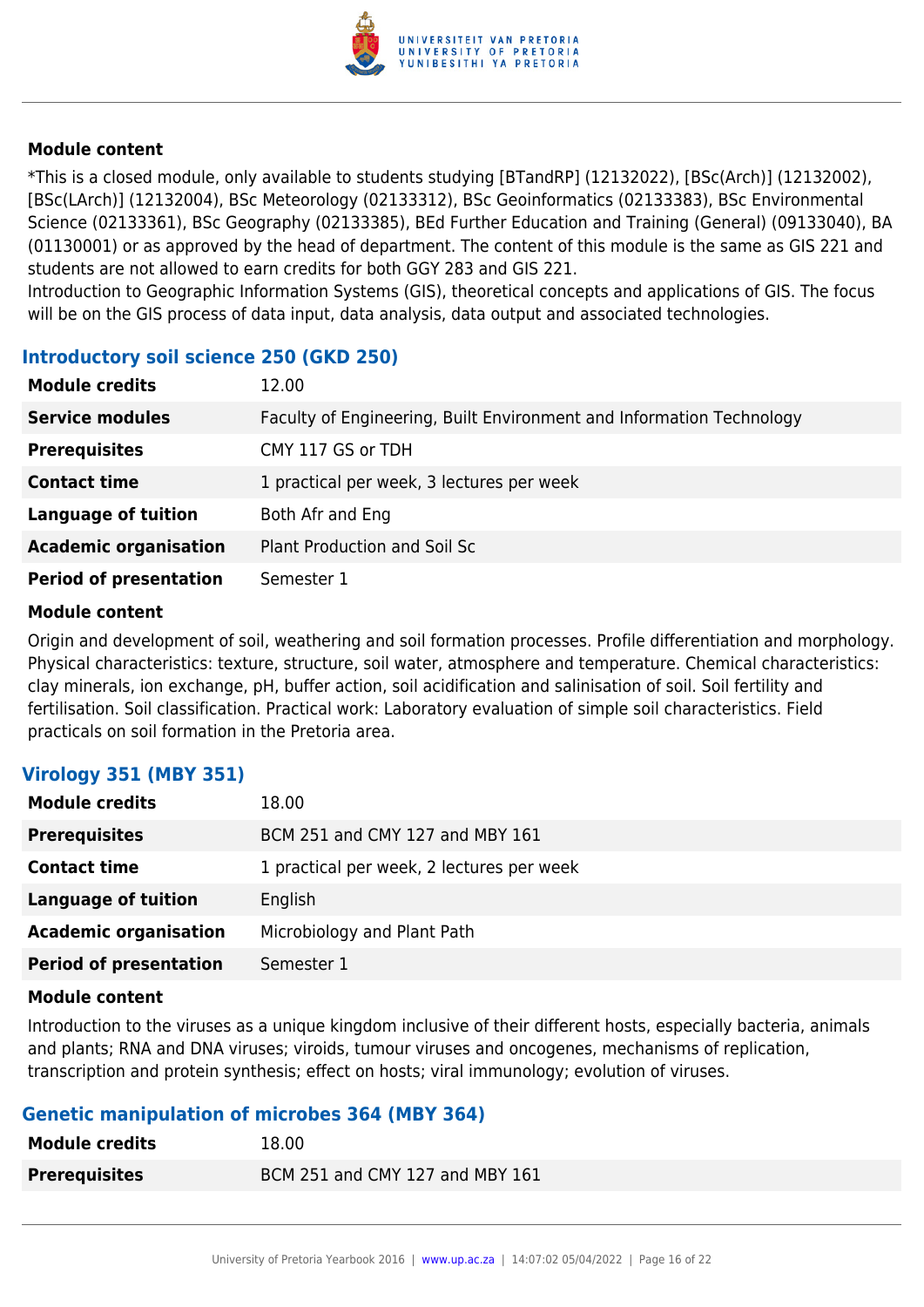**Module content**

*This is a closed module, only available to students studying [BTandRP] (12132022), [BSc(Arch)] (12132002), [BSc(LArch)] (12132004), BSc Meteorology (02133312), BSc Geoinformatics (02133383), BSc Environmental Science (02133361), BSc Geography (02133385), BEd Further Education and Training (General) (09133040), BA (01130001) or as approved by the head of department. The content of this module is the same as GIS 221 and students are not allowed to earn credits for both GGY 283 and GIS 221.
Introduction to Geographic Information Systems (GIS), theoretical concepts and applications of GIS. The focus will be on the GIS process of data input, data analysis, data output and associated technologies.

### Introductory soil science 250 (GKD 250)

| | |
|---|---|
| **Module credits** | 12.00 |
| **Service modules** | Faculty of Engineering, Built Environment and Information Technology |
| **Prerequisites** | CMY 117 GS or TDH |
| **Contact time** | 1 practical per week, 3 lectures per week |
| **Language of tuition** | Both Afr and Eng |
| **Academic organisation** | Plant Production and Soil Sc |
| **Period of presentation** | Semester 1 |

**Module content**

Origin and development of soil, weathering and soil formation processes. Profile differentiation and morphology. Physical characteristics: texture, structure, soil water, atmosphere and temperature. Chemical characteristics: clay minerals, ion exchange, pH, buffer action, soil acidification and salinisation of soil. Soil fertility and fertilisation. Soil classification. Practical work: Laboratory evaluation of simple soil characteristics. Field practicals on soil formation in the Pretoria area.

### Virology 351 (MBY 351)

| | |
|---|---|
| **Module credits** | 18.00 |
| **Prerequisites** | BCM 251 and CMY 127 and MBY 161 |
| **Contact time** | 1 practical per week, 2 lectures per week |
| **Language of tuition** | English |
| **Academic organisation** | Microbiology and Plant Path |
| **Period of presentation** | Semester 1 |

**Module content**

Introduction to the viruses as a unique kingdom inclusive of their different hosts, especially bacteria, animals and plants; RNA and DNA viruses; viroids, tumour viruses and oncogenes, mechanisms of replication, transcription and protein synthesis; effect on hosts; viral immunology; evolution of viruses.

### Genetic manipulation of microbes 364 (MBY 364)

| | |
|---|---|
| **Module credits** | 18.00 |
| **Prerequisites** | BCM 251 and CMY 127 and MBY 161 |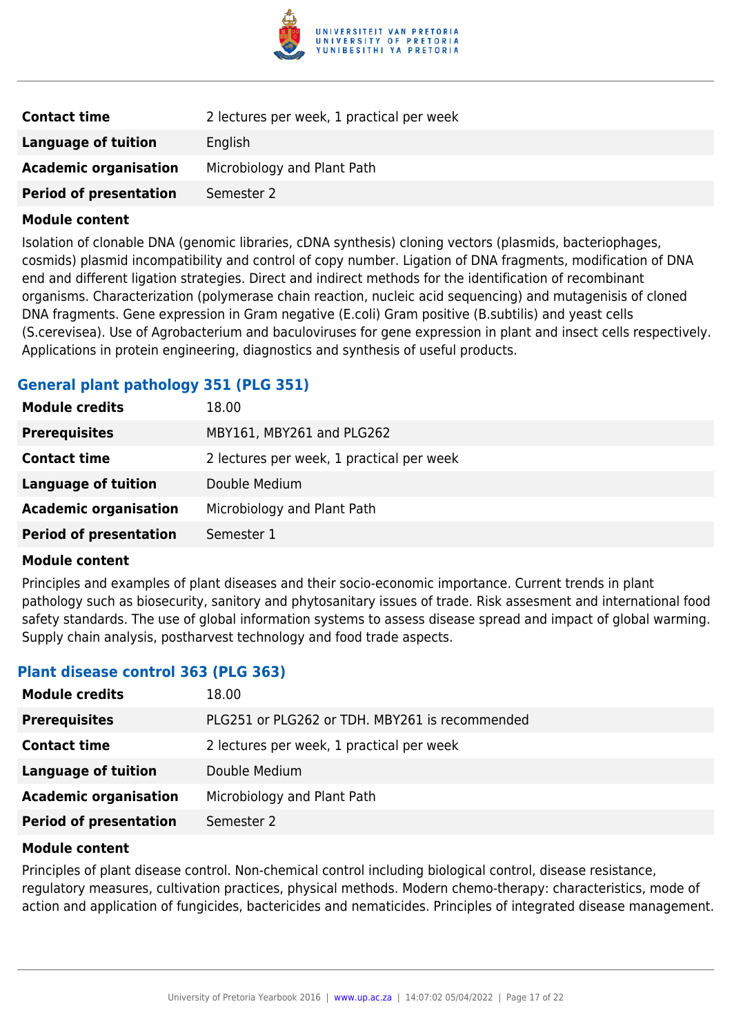| | |
|---|---|
| **Contact time** | 2 lectures per week, 1 practical per week |
| **Language of tuition** | English |
| **Academic organisation** | Microbiology and Plant Path |
| **Period of presentation** | Semester 2 |

**Module content**

Isolation of clonable DNA (genomic libraries, cDNA synthesis) cloning vectors (plasmids, bacteriophages, cosmids) plasmid incompatibility and control of copy number. Ligation of DNA fragments, modification of DNA end and different ligation strategies. Direct and indirect methods for the identification of recombinant organisms. Characterization (polymerase chain reaction, nucleic acid sequencing) and mutagenisis of cloned DNA fragments. Gene expression in Gram negative (E.coli) Gram positive (B.subtilis) and yeast cells (S.cerevisea). Use of Agrobacterium and baculoviruses for gene expression in plant and insect cells respectively. Applications in protein engineering, diagnostics and synthesis of useful products.

### General plant pathology 351 (PLG 351)

| | |
|---|---|
| **Module credits** | 18.00 |
| **Prerequisites** | MBY161, MBY261 and PLG262 |
| **Contact time** | 2 lectures per week, 1 practical per week |
| **Language of tuition** | Double Medium |
| **Academic organisation** | Microbiology and Plant Path |
| **Period of presentation** | Semester 1 |

**Module content**

Principles and examples of plant diseases and their socio-economic importance. Current trends in plant pathology such as biosecurity, sanitory and phytosanitary issues of trade. Risk assesment and international food safety standards. The use of global information systems to assess disease spread and impact of global warming. Supply chain analysis, postharvest technology and food trade aspects.

### Plant disease control 363 (PLG 363)

| | |
|---|---|
| **Module credits** | 18.00 |
| **Prerequisites** | PLG251 or PLG262 or TDH. MBY261 is recommended |
| **Contact time** | 2 lectures per week, 1 practical per week |
| **Language of tuition** | Double Medium |
| **Academic organisation** | Microbiology and Plant Path |
| **Period of presentation** | Semester 2 |

**Module content**

Principles of plant disease control. Non-chemical control including biological control, disease resistance, regulatory measures, cultivation practices, physical methods. Modern chemo-therapy: characteristics, mode of action and application of fungicides, bactericides and nematicides. Principles of integrated disease management.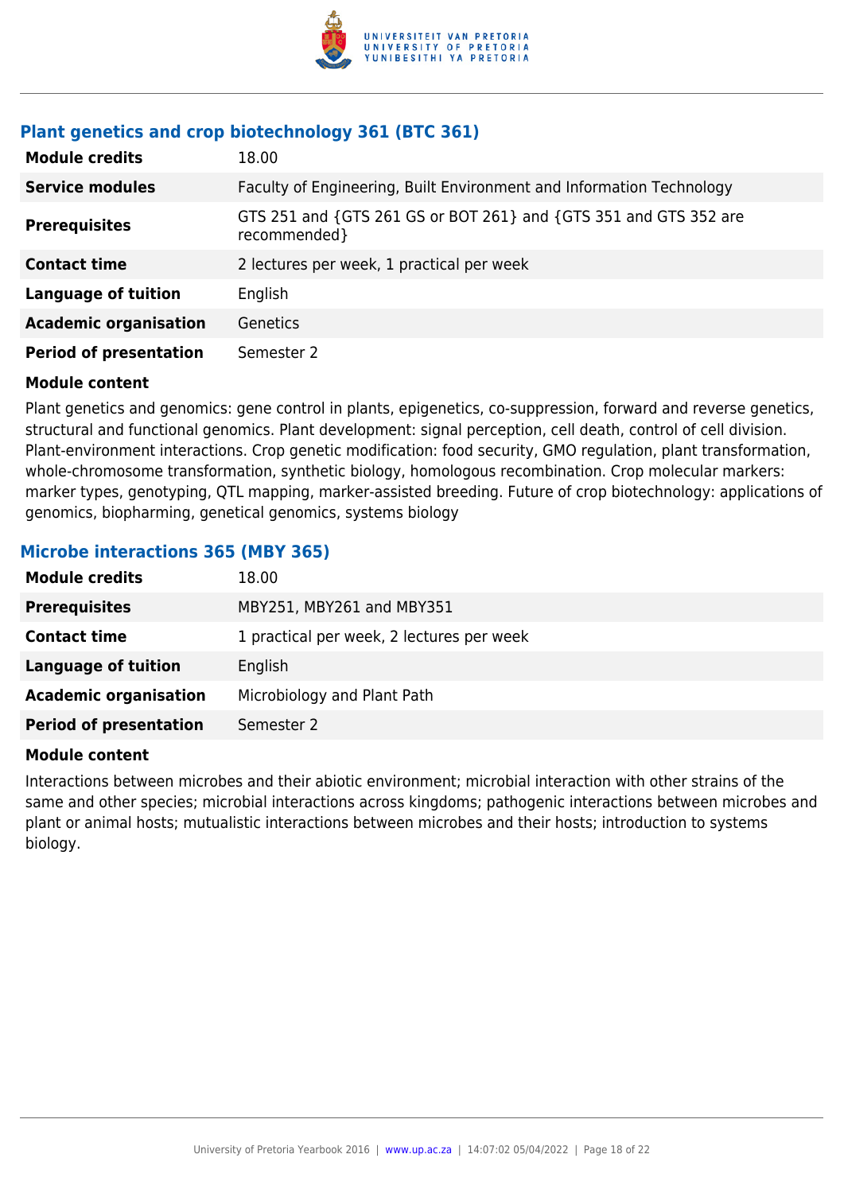### Plant genetics and crop biotechnology 361 (BTC 361)

| | |
|---|---|
| **Module credits** | 18.00 |
| **Service modules** | Faculty of Engineering, Built Environment and Information Technology |
| **Prerequisites** | GTS 251 and {GTS 261 GS or BOT 261} and {GTS 351 and GTS 352 are recommended} |
| **Contact time** | 2 lectures per week, 1 practical per week |
| **Language of tuition** | English |
| **Academic organisation** | Genetics |
| **Period of presentation** | Semester 2 |

**Module content**

Plant genetics and genomics: gene control in plants, epigenetics, co-suppression, forward and reverse genetics, structural and functional genomics. Plant development: signal perception, cell death, control of cell division. Plant-environment interactions. Crop genetic modification: food security, GMO regulation, plant transformation, whole-chromosome transformation, synthetic biology, homologous recombination. Crop molecular markers: marker types, genotyping, QTL mapping, marker-assisted breeding. Future of crop biotechnology: applications of genomics, biopharming, genetical genomics, systems biology

### Microbe interactions 365 (MBY 365)

| | |
|---|---|
| **Module credits** | 18.00 |
| **Prerequisites** | MBY251, MBY261 and MBY351 |
| **Contact time** | 1 practical per week, 2 lectures per week |
| **Language of tuition** | English |
| **Academic organisation** | Microbiology and Plant Path |
| **Period of presentation** | Semester 2 |

**Module content**

Interactions between microbes and their abiotic environment; microbial interaction with other strains of the same and other species; microbial interactions across kingdoms; pathogenic interactions between microbes and plant or animal hosts; mutualistic interactions between microbes and their hosts; introduction to systems biology.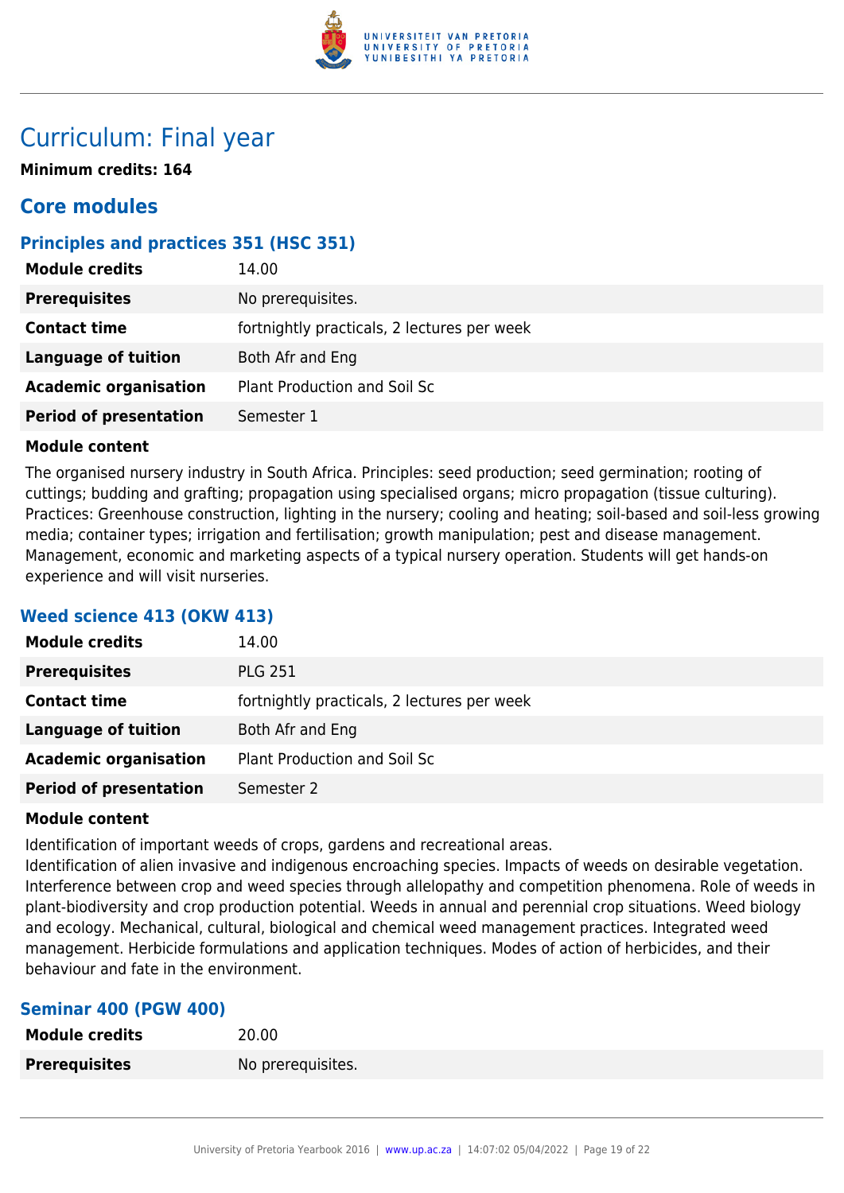# Curriculum: Final year

**Minimum credits: 164**

## Core modules

### Principles and practices 351 (HSC 351)

| **Module credits** | 14.00 |
|---|---|
| **Prerequisites** | No prerequisites. |
| **Contact time** | fortnightly practicals, 2 lectures per week |
| **Language of tuition** | Both Afr and Eng |
| **Academic organisation** | Plant Production and Soil Sc |
| **Period of presentation** | Semester 1 |

**Module content**

The organised nursery industry in South Africa. Principles: seed production; seed germination; rooting of cuttings; budding and grafting; propagation using specialised organs; micro propagation (tissue culturing). Practices: Greenhouse construction, lighting in the nursery; cooling and heating; soil-based and soil-less growing media; container types; irrigation and fertilisation; growth manipulation; pest and disease management. Management, economic and marketing aspects of a typical nursery operation. Students will get hands-on experience and will visit nurseries.

### Weed science 413 (OKW 413)

| **Module credits** | 14.00 |
|---|---|
| **Prerequisites** | PLG 251 |
| **Contact time** | fortnightly practicals, 2 lectures per week |
| **Language of tuition** | Both Afr and Eng |
| **Academic organisation** | Plant Production and Soil Sc |
| **Period of presentation** | Semester 2 |

**Module content**

Identification of important weeds of crops, gardens and recreational areas.
Identification of alien invasive and indigenous encroaching species. Impacts of weeds on desirable vegetation. Interference between crop and weed species through allelopathy and competition phenomena. Role of weeds in plant-biodiversity and crop production potential. Weeds in annual and perennial crop situations. Weed biology and ecology. Mechanical, cultural, biological and chemical weed management practices. Integrated weed management. Herbicide formulations and application techniques. Modes of action of herbicides, and their behaviour and fate in the environment.

### Seminar 400 (PGW 400)

| **Module credits** | 20.00 |
|---|---|
| **Prerequisites** | No prerequisites. |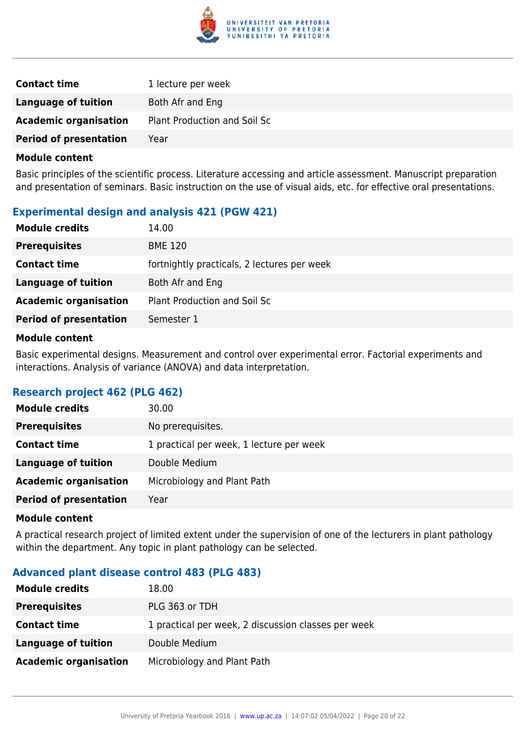| | |
|---|---|
| **Contact time** | 1 lecture per week |
| **Language of tuition** | Both Afr and Eng |
| **Academic organisation** | Plant Production and Soil Sc |
| **Period of presentation** | Year |

**Module content**

Basic principles of the scientific process. Literature accessing and article assessment. Manuscript preparation and presentation of seminars. Basic instruction on the use of visual aids, etc. for effective oral presentations.

### Experimental design and analysis 421 (PGW 421)

| | |
|---|---|
| **Module credits** | 14.00 |
| **Prerequisites** | BME 120 |
| **Contact time** | fortnightly practicals, 2 lectures per week |
| **Language of tuition** | Both Afr and Eng |
| **Academic organisation** | Plant Production and Soil Sc |
| **Period of presentation** | Semester 1 |

**Module content**

Basic experimental designs. Measurement and control over experimental error. Factorial experiments and interactions. Analysis of variance (ANOVA) and data interpretation.

### Research project 462 (PLG 462)

| | |
|---|---|
| **Module credits** | 30.00 |
| **Prerequisites** | No prerequisites. |
| **Contact time** | 1 practical per week, 1 lecture per week |
| **Language of tuition** | Double Medium |
| **Academic organisation** | Microbiology and Plant Path |
| **Period of presentation** | Year |

**Module content**

A practical research project of limited extent under the supervision of one of the lecturers in plant pathology within the department. Any topic in plant pathology can be selected.

### Advanced plant disease control 483 (PLG 483)

| | |
|---|---|
| **Module credits** | 18.00 |
| **Prerequisites** | PLG 363 or TDH |
| **Contact time** | 1 practical per week, 2 discussion classes per week |
| **Language of tuition** | Double Medium |
| **Academic organisation** | Microbiology and Plant Path |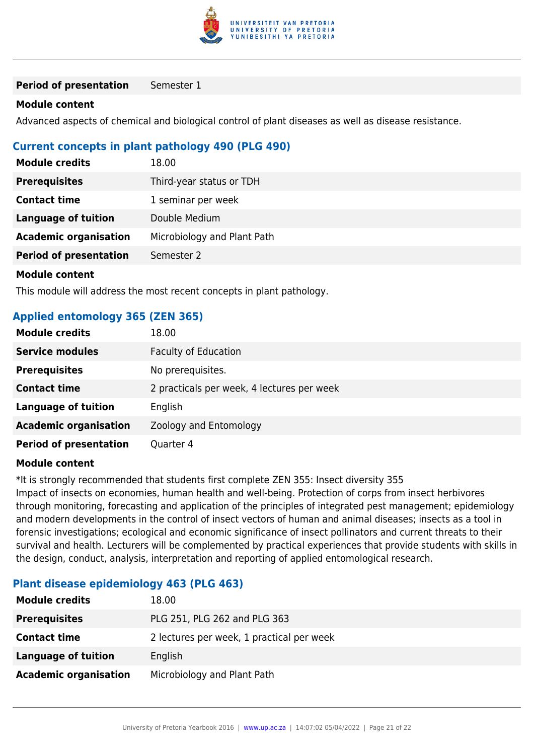| | |
|---|---|
| **Period of presentation** | Semester 1 |

**Module content**

Advanced aspects of chemical and biological control of plant diseases as well as disease resistance.

### Current concepts in plant pathology 490 (PLG 490)

| | |
|---|---|
| **Module credits** | 18.00 |
| **Prerequisites** | Third-year status or TDH |
| **Contact time** | 1 seminar per week |
| **Language of tuition** | Double Medium |
| **Academic organisation** | Microbiology and Plant Path |
| **Period of presentation** | Semester 2 |

**Module content**

This module will address the most recent concepts in plant pathology.

### Applied entomology 365 (ZEN 365)

| | |
|---|---|
| **Module credits** | 18.00 |
| **Service modules** | Faculty of Education |
| **Prerequisites** | No prerequisites. |
| **Contact time** | 2 practicals per week, 4 lectures per week |
| **Language of tuition** | English |
| **Academic organisation** | Zoology and Entomology |
| **Period of presentation** | Quarter 4 |

**Module content**

*It is strongly recommended that students first complete ZEN 355: Insect diversity 355
Impact of insects on economies, human health and well-being. Protection of corps from insect herbivores through monitoring, forecasting and application of the principles of integrated pest management; epidemiology and modern developments in the control of insect vectors of human and animal diseases; insects as a tool in forensic investigations; ecological and economic significance of insect pollinators and current threats to their survival and health. Lecturers will be complemented by practical experiences that provide students with skills in the design, conduct, analysis, interpretation and reporting of applied entomological research.

### Plant disease epidemiology 463 (PLG 463)

| | |
|---|---|
| **Module credits** | 18.00 |
| **Prerequisites** | PLG 251, PLG 262 and PLG 363 |
| **Contact time** | 2 lectures per week, 1 practical per week |
| **Language of tuition** | English |
| **Academic organisation** | Microbiology and Plant Path |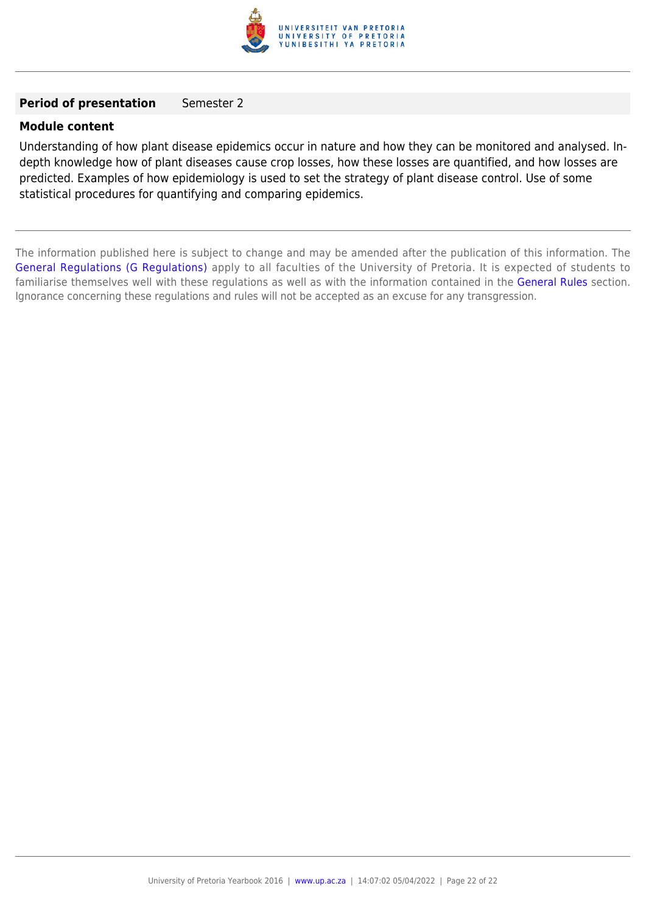**Period of presentation** Semester 2

**Module content**

Understanding of how plant disease epidemics occur in nature and how they can be monitored and analysed. In-depth knowledge how of plant diseases cause crop losses, how these losses are quantified, and how losses are predicted. Examples of how epidemiology is used to set the strategy of plant disease control. Use of some statistical procedures for quantifying and comparing epidemics.

The information published here is subject to change and may be amended after the publication of this information. The General Regulations (G Regulations) apply to all faculties of the University of Pretoria. It is expected of students to familiarise themselves well with these regulations as well as with the information contained in the General Rules section. Ignorance concerning these regulations and rules will not be accepted as an excuse for any transgression.